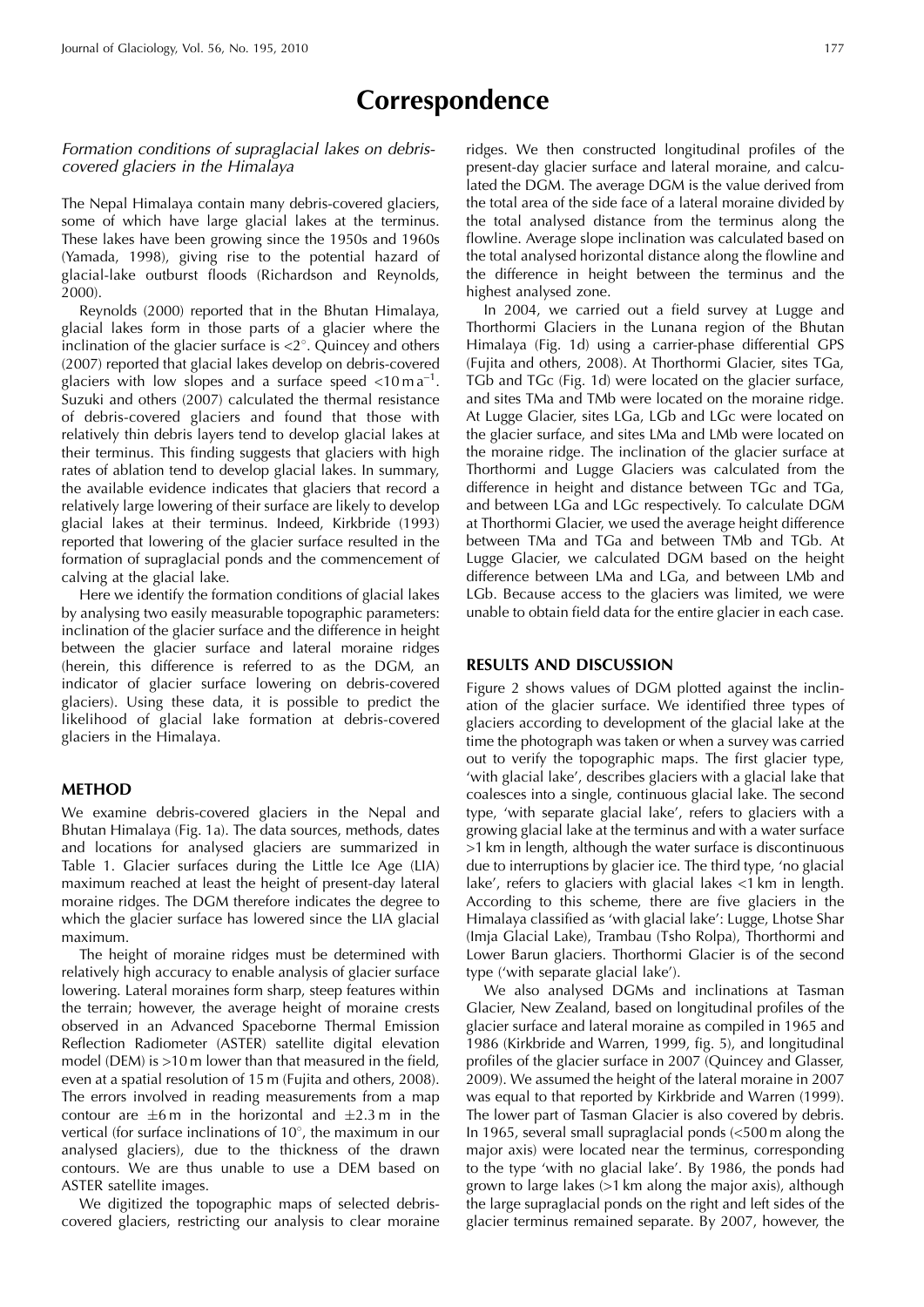# Correspondence

*Formation conditions of supraglacial lakes on debris-covered glaciers in the Himalaya*

The Nepal Himalaya contain many debris-covered glaciers, some of which have large glacial lakes at the terminus. These lakes have been growing since the 1950s and 1960s (Yamada, 1998), giving rise to the potential hazard of glacial-lake outburst floods (Richardson and Reynolds, 2000).

Reynolds (2000) reported that in the Bhutan Himalaya, glacial lakes form in those parts of a glacier where the inclination of the glacier surface is <2°. Quincey and others (2007) reported that glacial lakes develop on debris-covered glaciers with low slopes and a surface speed <10 m a$^{-1}$. Suzuki and others (2007) calculated the thermal resistance of debris-covered glaciers and found that those with relatively thin debris layers tend to develop glacial lakes at their terminus. This finding suggests that glaciers with high rates of ablation tend to develop glacial lakes. In summary, the available evidence indicates that glaciers that record a relatively large lowering of their surface are likely to develop glacial lakes at their terminus. Indeed, Kirkbride (1993) reported that lowering of the glacier surface resulted in the formation of supraglacial ponds and the commencement of calving at the glacial lake.

Here we identify the formation conditions of glacial lakes by analysing two easily measurable topographic parameters: inclination of the glacier surface and the difference in height between the glacier surface and lateral moraine ridges (herein, this difference is referred to as the DGM, an indicator of glacier surface lowering on debris-covered glaciers). Using these data, it is possible to predict the likelihood of glacial lake formation at debris-covered glaciers in the Himalaya.

## METHOD

We examine debris-covered glaciers in the Nepal and Bhutan Himalaya (Fig. 1a). The data sources, methods, dates and locations for analysed glaciers are summarized in Table 1. Glacier surfaces during the Little Ice Age (LIA) maximum reached at least the height of present-day lateral moraine ridges. The DGM therefore indicates the degree to which the glacier surface has lowered since the LIA glacial maximum.

The height of moraine ridges must be determined with relatively high accuracy to enable analysis of glacier surface lowering. Lateral moraines form sharp, steep features within the terrain; however, the average height of moraine crests observed in an Advanced Spaceborne Thermal Emission Reflection Radiometer (ASTER) satellite digital elevation model (DEM) is >10 m lower than that measured in the field, even at a spatial resolution of 15 m (Fujita and others, 2008). The errors involved in reading measurements from a map contour are ±6 m in the horizontal and ±2.3 m in the vertical (for surface inclinations of 10°, the maximum in our analysed glaciers), due to the thickness of the drawn contours. We are thus unable to use a DEM based on ASTER satellite images.

We digitized the topographic maps of selected debris-covered glaciers, restricting our analysis to clear moraine ridges. We then constructed longitudinal profiles of the present-day glacier surface and lateral moraine, and calculated the DGM. The average DGM is the value derived from the total area of the side face of a lateral moraine divided by the total analysed distance from the terminus along the flowline. Average slope inclination was calculated based on the total analysed horizontal distance along the flowline and the difference in height between the terminus and the highest analysed zone.

In 2004, we carried out a field survey at Lugge and Thorthormi Glaciers in the Lunana region of the Bhutan Himalaya (Fig. 1d) using a carrier-phase differential GPS (Fujita and others, 2008). At Thorthormi Glacier, sites TGa, TGb and TGc (Fig. 1d) were located on the glacier surface, and sites TMa and TMb were located on the moraine ridge. At Lugge Glacier, sites LGa, LGb and LGc were located on the glacier surface, and sites LMa and LMb were located on the moraine ridge. The inclination of the glacier surface at Thorthormi and Lugge Glaciers was calculated from the difference in height and distance between TGc and TGa, and between LGa and LGc respectively. To calculate DGM at Thorthormi Glacier, we used the average height difference between TMa and TGa and between TMb and TGb. At Lugge Glacier, we calculated DGM based on the height difference between LMa and LGa, and between LMb and LGb. Because access to the glaciers was limited, we were unable to obtain field data for the entire glacier in each case.

## RESULTS AND DISCUSSION

Figure 2 shows values of DGM plotted against the inclination of the glacier surface. We identified three types of glaciers according to development of the glacial lake at the time the photograph was taken or when a survey was carried out to verify the topographic maps. The first glacier type, 'with glacial lake', describes glaciers with a glacial lake that coalesces into a single, continuous glacial lake. The second type, 'with separate glacial lake', refers to glaciers with a growing glacial lake at the terminus and with a water surface >1 km in length, although the water surface is discontinuous due to interruptions by glacier ice. The third type, 'no glacial lake', refers to glaciers with glacial lakes <1 km in length. According to this scheme, there are five glaciers in the Himalaya classified as 'with glacial lake': Lugge, Lhotse Shar (Imja Glacial Lake), Trambau (Tsho Rolpa), Thorthormi and Lower Barun glaciers. Thorthormi Glacier is of the second type ('with separate glacial lake').

We also analysed DGMs and inclinations at Tasman Glacier, New Zealand, based on longitudinal profiles of the glacier surface and lateral moraine as compiled in 1965 and 1986 (Kirkbride and Warren, 1999, fig. 5), and longitudinal profiles of the glacier surface in 2007 (Quincey and Glasser, 2009). We assumed the height of the lateral moraine in 2007 was equal to that reported by Kirkbride and Warren (1999). The lower part of Tasman Glacier is also covered by debris. In 1965, several small supraglacial ponds (<500 m along the major axis) were located near the terminus, corresponding to the type 'with no glacial lake'. By 1986, the ponds had grown to large lakes (>1 km along the major axis), although the large supraglacial ponds on the right and left sides of the glacier terminus remained separate. By 2007, however, the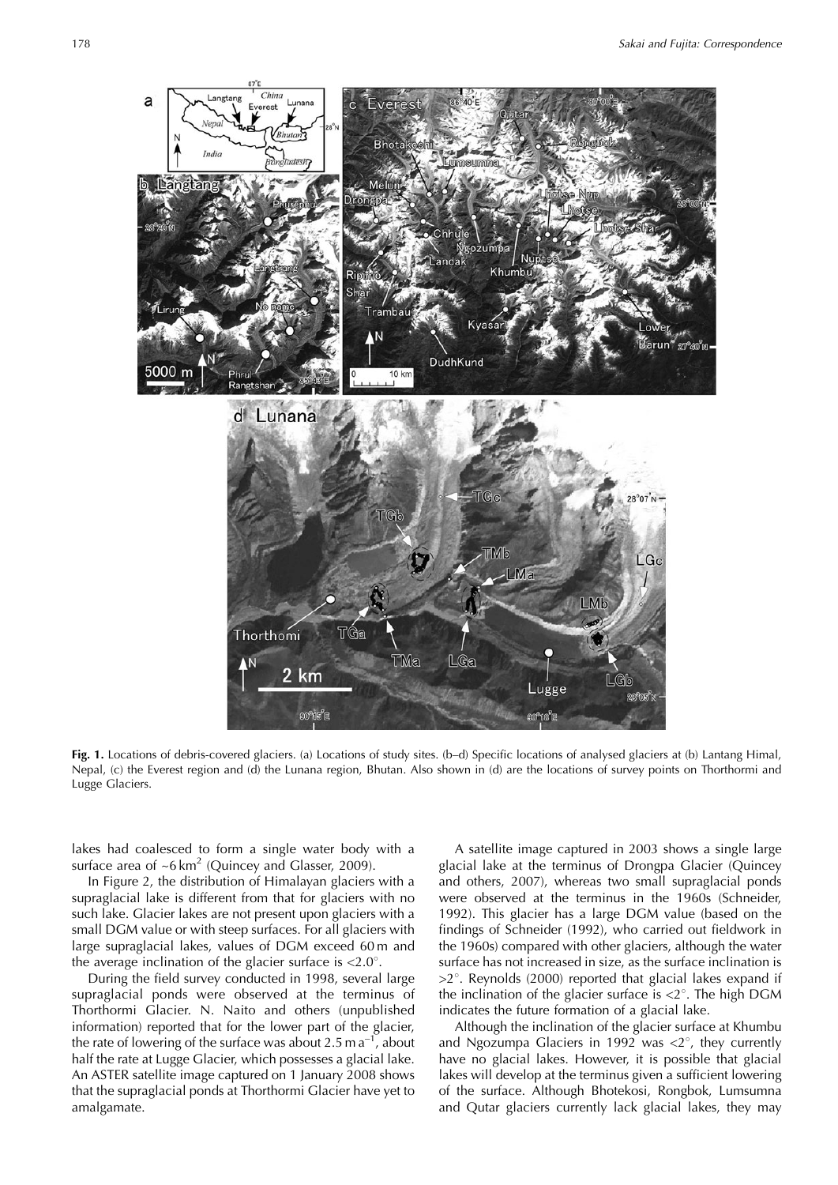**Fig. 1.** Locations of debris-covered glaciers. (a) Locations of study sites. (b–d) Specific locations of analysed glaciers at (b) Lantang Himal, Nepal, (c) the Everest region and (d) the Lunana region, Bhutan. Also shown in (d) are the locations of survey points on Thorthormi and Lugge Glaciers.

lakes had coalesced to form a single water body with a surface area of ~6 km$^2$ (Quincey and Glasser, 2009).

In Figure 2, the distribution of Himalayan glaciers with a supraglacial lake is different from that for glaciers with no such lake. Glacier lakes are not present upon glaciers with a small DGM value or with steep surfaces. For all glaciers with large supraglacial lakes, values of DGM exceed 60 m and the average inclination of the glacier surface is <2.0°.

During the field survey conducted in 1998, several large supraglacial ponds were observed at the terminus of Thorthormi Glacier. N. Naito and others (unpublished information) reported that for the lower part of the glacier, the rate of lowering of the surface was about 2.5 m a$^{-1}$, about half the rate at Lugge Glacier, which possesses a glacial lake. An ASTER satellite image captured on 1 January 2008 shows that the supraglacial ponds at Thorthormi Glacier have yet to amalgamate.

A satellite image captured in 2003 shows a single large glacial lake at the terminus of Drongpa Glacier (Quincey and others, 2007), whereas two small supraglacial ponds were observed at the terminus in the 1960s (Schneider, 1992). This glacier has a large DGM value (based on the findings of Schneider (1992), who carried out fieldwork in the 1960s) compared with other glaciers, although the water surface has not increased in size, as the surface inclination is >2°. Reynolds (2000) reported that glacial lakes expand if the inclination of the glacier surface is <2°. The high DGM indicates the future formation of a glacial lake.

Although the inclination of the glacier surface at Khumbu and Ngozumpa Glaciers in 1992 was <2°, they currently have no glacial lakes. However, it is possible that glacial lakes will develop at the terminus given a sufficient lowering of the surface. Although Bhotekosi, Rongbok, Lumsumna and Qutar glaciers currently lack glacial lakes, they may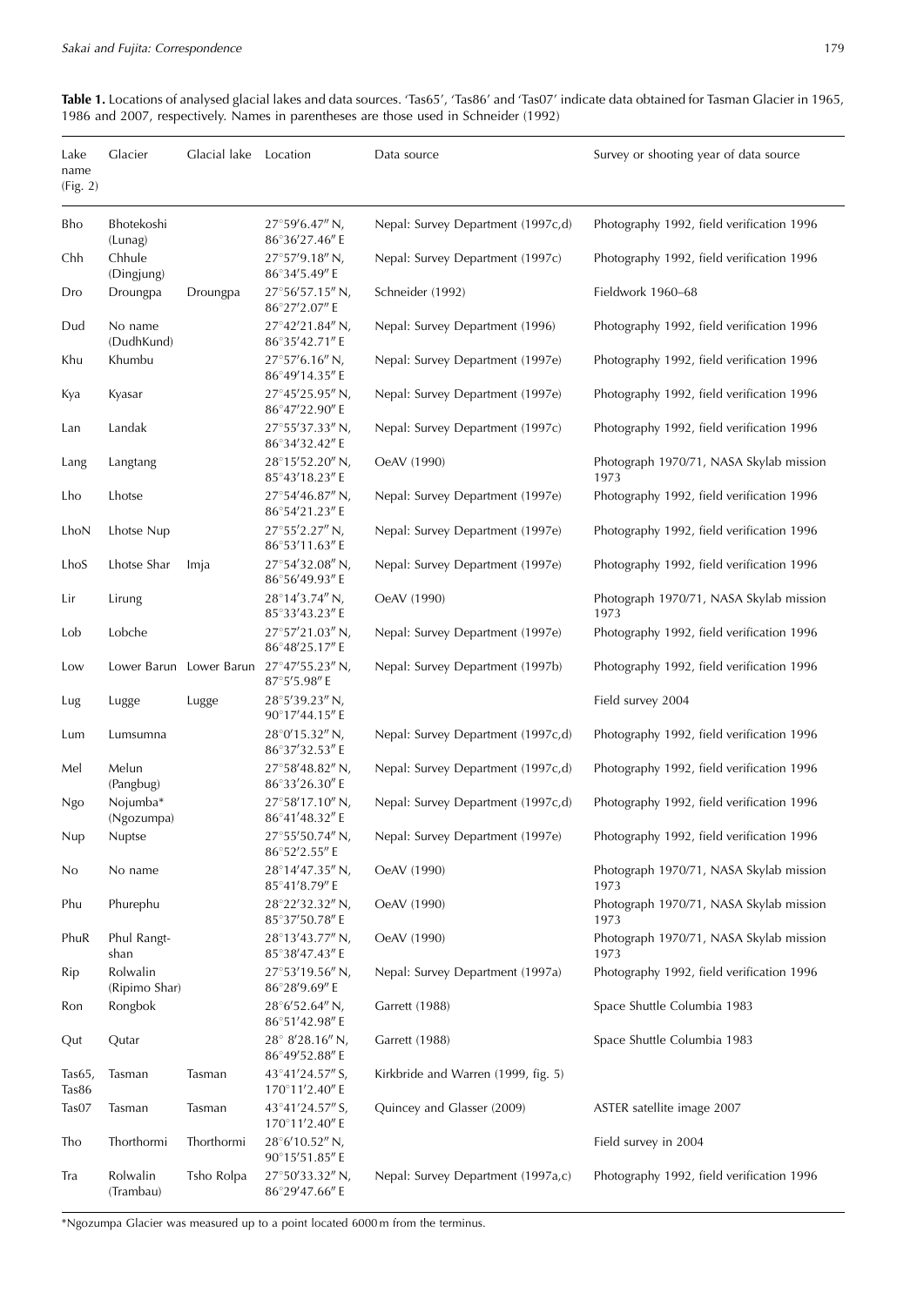**Table 1.** Locations of analysed glacial lakes and data sources. 'Tas65', 'Tas86' and 'Tas07' indicate data obtained for Tasman Glacier in 1965, 1986 and 2007, respectively. Names in parentheses are those used in Schneider (1992)

| Lake name (Fig. 2) | Glacier | Glacial lake | Location | Data source | Survey or shooting year of data source |
|---|---|---|---|---|---|
| Bho | Bhotekoshi (Lunag) | | 27°59′6.47″ N, 86°36′27.46″ E | Nepal: Survey Department (1997c,d) | Photography 1992, field verification 1996 |
| Chh | Chhule (Dingjung) | | 27°57′9.18″ N, 86°34′5.49″ E | Nepal: Survey Department (1997c) | Photography 1992, field verification 1996 |
| Dro | Droungpa | Droungpa | 27°56′57.15″ N, 86°27′2.07″ E | Schneider (1992) | Fieldwork 1960–68 |
| Dud | No name (DudhKund) | | 27°42′21.84″ N, 86°35′42.71″ E | Nepal: Survey Department (1996) | Photography 1992, field verification 1996 |
| Khu | Khumbu | | 27°57′6.16″ N, 86°49′14.35″ E | Nepal: Survey Department (1997e) | Photography 1992, field verification 1996 |
| Kya | Kyasar | | 27°45′25.95″ N, 86°47′22.90″ E | Nepal: Survey Department (1997e) | Photography 1992, field verification 1996 |
| Lan | Landak | | 27°55′37.33″ N, 86°34′32.42″ E | Nepal: Survey Department (1997c) | Photography 1992, field verification 1996 |
| Lang | Langtang | | 28°15′52.20″ N, 85°43′18.23″ E | OeAV (1990) | Photograph 1970/71, NASA Skylab mission 1973 |
| Lho | Lhotse | | 27°54′46.87″ N, 86°54′21.23″ E | Nepal: Survey Department (1997e) | Photography 1992, field verification 1996 |
| LhoN | Lhotse Nup | | 27°55′2.27″ N, 86°53′11.63″ E | Nepal: Survey Department (1997e) | Photography 1992, field verification 1996 |
| LhoS | Lhotse Shar | Imja | 27°54′32.08″ N, 86°56′49.93″ E | Nepal: Survey Department (1997e) | Photography 1992, field verification 1996 |
| Lir | Lirung | | 28°14′3.74″ N, 85°33′43.23″ E | OeAV (1990) | Photograph 1970/71, NASA Skylab mission 1973 |
| Lob | Lobche | | 27°57′21.03″ N, 86°48′25.17″ E | Nepal: Survey Department (1997e) | Photography 1992, field verification 1996 |
| Low | Lower Barun | Lower Barun | 27°47′55.23″ N, 87°5′5.98″ E | Nepal: Survey Department (1997b) | Photography 1992, field verification 1996 |
| Lug | Lugge | Lugge | 28°5′39.23″ N, 90°17′44.15″ E | | Field survey 2004 |
| Lum | Lumsumna | | 28°0′15.32″ N, 86°37′32.53″ E | Nepal: Survey Department (1997c,d) | Photography 1992, field verification 1996 |
| Mel | Melun (Pangbug) | | 27°58′48.82″ N, 86°33′26.30″ E | Nepal: Survey Department (1997c,d) | Photography 1992, field verification 1996 |
| Ngo | Nojumba* (Ngozumpa) | | 27°58′17.10″ N, 86°41′48.32″ E | Nepal: Survey Department (1997c,d) | Photography 1992, field verification 1996 |
| Nup | Nuptse | | 27°55′50.74″ N, 86°52′2.55″ E | Nepal: Survey Department (1997e) | Photography 1992, field verification 1996 |
| No | No name | | 28°14′47.35″ N, 85°41′8.79″ E | OeAV (1990) | Photograph 1970/71, NASA Skylab mission 1973 |
| Phu | Phurephu | | 28°22′32.32″ N, 85°37′50.78″ E | OeAV (1990) | Photograph 1970/71, NASA Skylab mission 1973 |
| PhuR | Phul Rangt-shan | | 28°13′43.77″ N, 85°38′47.43″ E | OeAV (1990) | Photograph 1970/71, NASA Skylab mission 1973 |
| Rip | Rolwalin (Ripimo Shar) | | 27°53′19.56″ N, 86°28′9.69″ E | Nepal: Survey Department (1997a) | Photography 1992, field verification 1996 |
| Ron | Rongbok | | 28°6′52.64″ N, 86°51′42.98″ E | Garrett (1988) | Space Shuttle Columbia 1983 |
| Qut | Qutar | | 28° 8′28.16″ N, 86°49′52.88″ E | Garrett (1988) | Space Shuttle Columbia 1983 |
| Tas65, Tas86 | Tasman | Tasman | 43°41′24.57″ S, 170°11′2.40″ E | Kirkbride and Warren (1999, fig. 5) | |
| Tas07 | Tasman | Tasman | 43°41′24.57″ S, 170°11′2.40″ E | Quincey and Glasser (2009) | ASTER satellite image 2007 |
| Tho | Thorthormi | Thorthormi | 28°6′10.52″ N, 90°15′51.85″ E | | Field survey in 2004 |
| Tra | Rolwalin (Trambau) | Tsho Rolpa | 27°50′33.32″ N, 86°29′47.66″ E | Nepal: Survey Department (1997a,c) | Photography 1992, field verification 1996 |

*Ngozumpa Glacier was measured up to a point located 6000 m from the terminus.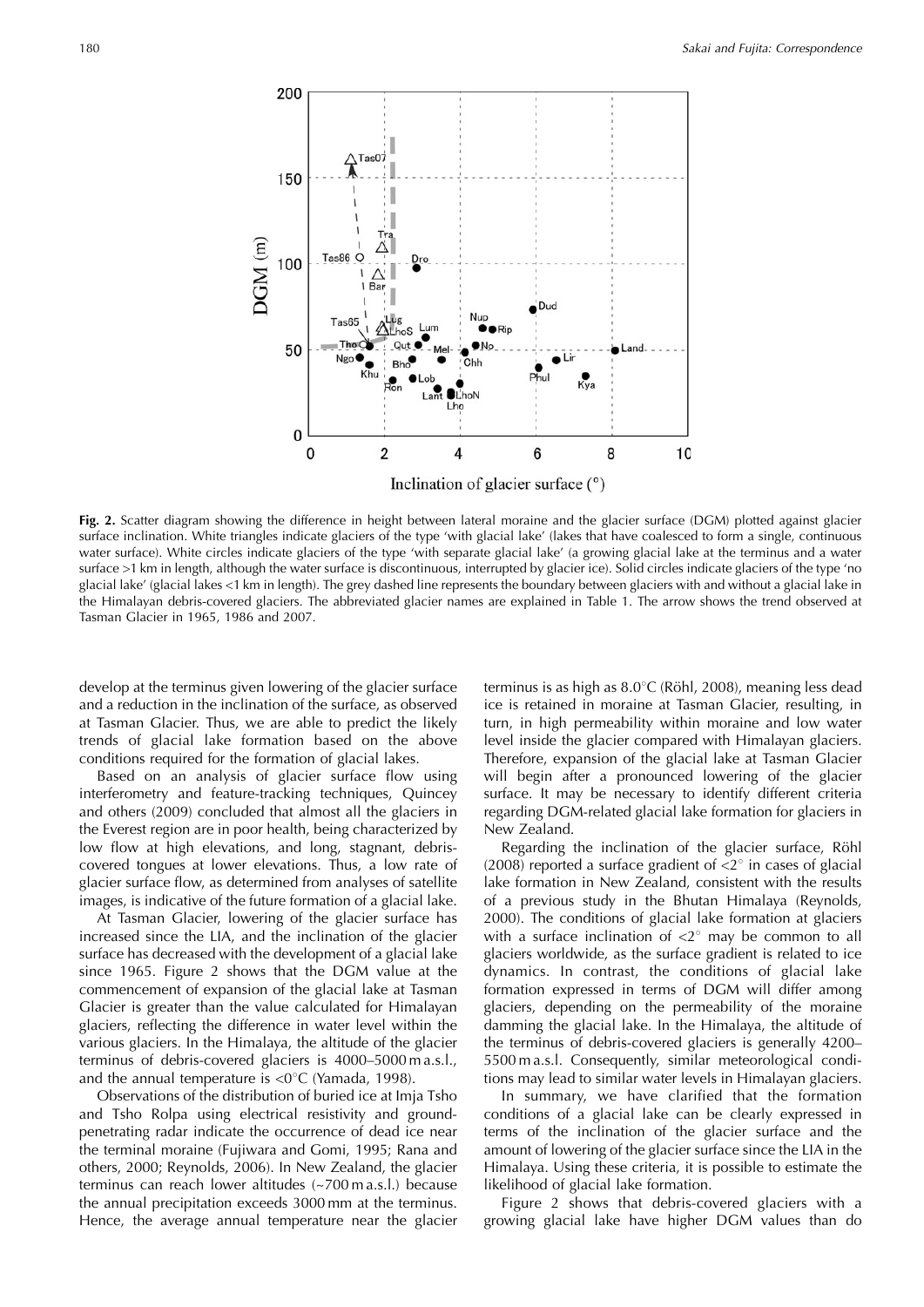**Fig. 2.** Scatter diagram showing the difference in height between lateral moraine and the glacier surface (DGM) plotted against glacier surface inclination. White triangles indicate glaciers of the type 'with glacial lake' (lakes that have coalesced to form a single, continuous water surface). White circles indicate glaciers of the type 'with separate glacial lake' (a growing glacial lake at the terminus and a water surface >1 km in length, although the water surface is discontinuous, interrupted by glacier ice). Solid circles indicate glaciers of the type 'no glacial lake' (glacial lakes <1 km in length). The grey dashed line represents the boundary between glaciers with and without a glacial lake in the Himalayan debris-covered glaciers. The abbreviated glacier names are explained in Table 1. The arrow shows the trend observed at Tasman Glacier in 1965, 1986 and 2007.

develop at the terminus given lowering of the glacier surface and a reduction in the inclination of the surface, as observed at Tasman Glacier. Thus, we are able to predict the likely trends of glacial lake formation based on the above conditions required for the formation of glacial lakes.

Based on an analysis of glacier surface flow using interferometry and feature-tracking techniques, Quincey and others (2009) concluded that almost all the glaciers in the Everest region are in poor health, being characterized by low flow at high elevations, and long, stagnant, debris-covered tongues at lower elevations. Thus, a low rate of glacier surface flow, as determined from analyses of satellite images, is indicative of the future formation of a glacial lake.

At Tasman Glacier, lowering of the glacier surface has increased since the LIA, and the inclination of the glacier surface has decreased with the development of a glacial lake since 1965. Figure 2 shows that the DGM value at the commencement of expansion of the glacial lake at Tasman Glacier is greater than the value calculated for Himalayan glaciers, reflecting the difference in water level within the various glaciers. In the Himalaya, the altitude of the glacier terminus of debris-covered glaciers is 4000–5000 m a.s.l., and the annual temperature is <0°C (Yamada, 1998).

Observations of the distribution of buried ice at Imja Tsho and Tsho Rolpa using electrical resistivity and ground-penetrating radar indicate the occurrence of dead ice near the terminal moraine (Fujiwara and Gomi, 1995; Rana and others, 2000; Reynolds, 2006). In New Zealand, the glacier terminus can reach lower altitudes (~700 m a.s.l.) because the annual precipitation exceeds 3000 mm at the terminus. Hence, the average annual temperature near the glacier terminus is as high as 8.0°C (Röhl, 2008), meaning less dead ice is retained in moraine at Tasman Glacier, resulting, in turn, in high permeability within moraine and low water level inside the glacier compared with Himalayan glaciers. Therefore, expansion of the glacial lake at Tasman Glacier will begin after a pronounced lowering of the glacier surface. It may be necessary to identify different criteria regarding DGM-related glacial lake formation for glaciers in New Zealand.

Regarding the inclination of the glacier surface, Röhl (2008) reported a surface gradient of <2° in cases of glacial lake formation in New Zealand, consistent with the results of a previous study in the Bhutan Himalaya (Reynolds, 2000). The conditions of glacial lake formation at glaciers with a surface inclination of <2° may be common to all glaciers worldwide, as the surface gradient is related to ice dynamics. In contrast, the conditions of glacial lake formation expressed in terms of DGM will differ among glaciers, depending on the permeability of the moraine damming the glacial lake. In the Himalaya, the altitude of the terminus of debris-covered glaciers is generally 4200–5500 m a.s.l. Consequently, similar meteorological conditions may lead to similar water levels in Himalayan glaciers.

In summary, we have clarified that the formation conditions of a glacial lake can be clearly expressed in terms of the inclination of the glacier surface and the amount of lowering of the glacier surface since the LIA in the Himalaya. Using these criteria, it is possible to estimate the likelihood of glacial lake formation.

Figure 2 shows that debris-covered glaciers with a growing glacial lake have higher DGM values than do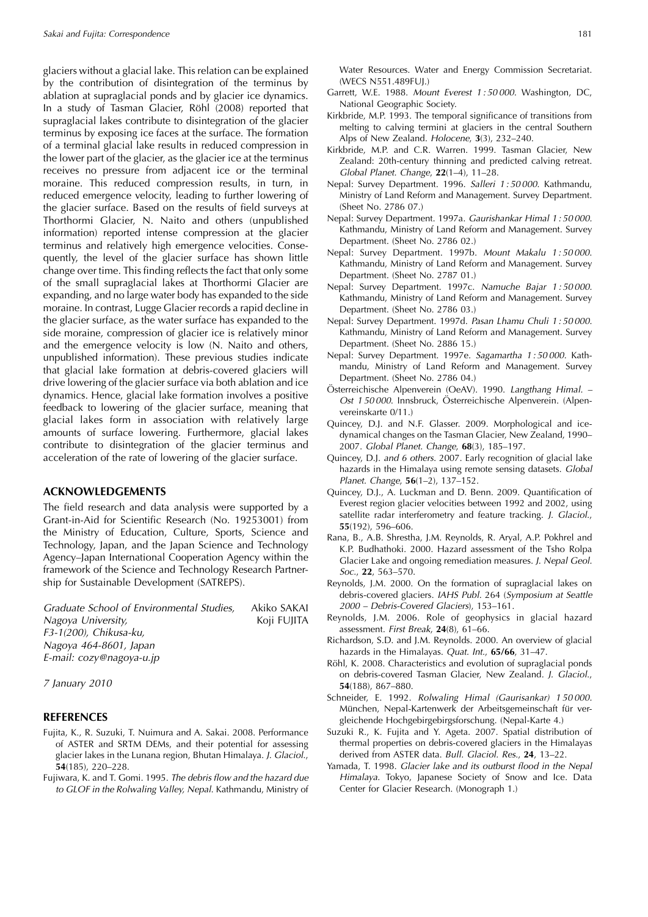glaciers without a glacial lake. This relation can be explained by the contribution of disintegration of the terminus by ablation at supraglacial ponds and by glacier ice dynamics. In a study of Tasman Glacier, Röhl (2008) reported that supraglacial lakes contribute to disintegration of the glacier terminus by exposing ice faces at the surface. The formation of a terminal glacial lake results in reduced compression in the lower part of the glacier, as the glacier ice at the terminus receives no pressure from adjacent ice or the terminal moraine. This reduced compression results, in turn, in reduced emergence velocity, leading to further lowering of the glacier surface. Based on the results of field surveys at Thorthormi Glacier, N. Naito and others (unpublished information) reported intense compression at the glacier terminus and relatively high emergence velocities. Consequently, the level of the glacier surface has shown little change over time. This finding reflects the fact that only some of the small supraglacial lakes at Thorthormi Glacier are expanding, and no large water body has expanded to the side moraine. In contrast, Lugge Glacier records a rapid decline in the glacier surface, as the water surface has expanded to the side moraine, compression of glacier ice is relatively minor and the emergence velocity is low (N. Naito and others, unpublished information). These previous studies indicate that glacial lake formation at debris-covered glaciers will drive lowering of the glacier surface via both ablation and ice dynamics. Hence, glacial lake formation involves a positive feedback to lowering of the glacier surface, meaning that glacial lakes form in association with relatively large amounts of surface lowering. Furthermore, glacial lakes contribute to disintegration of the glacier terminus and acceleration of the rate of lowering of the glacier surface.

## ACKNOWLEDGEMENTS

The field research and data analysis were supported by a Grant-in-Aid for Scientific Research (No. 19253001) from the Ministry of Education, Culture, Sports, Science and Technology, Japan, and the Japan Science and Technology Agency–Japan International Cooperation Agency within the framework of the Science and Technology Research Partnership for Sustainable Development (SATREPS).

*Graduate School of Environmental Studies, Nagoya University, F3-1(200), Chikusa-ku, Nagoya 464-8601, Japan E-mail: cozy@nagoya-u.jp*

Akiko SAKAI
Koji FUJITA

*7 January 2010*

## REFERENCES

Fujita, K., R. Suzuki, T. Nuimura and A. Sakai. 2008. Performance of ASTER and SRTM DEMs, and their potential for assessing glacier lakes in the Lunana region, Bhutan Himalaya. *J. Glaciol.*, **54**(185), 220–228.

Fujiwara, K. and T. Gomi. 1995. *The debris flow and the hazard due to GLOF in the Rolwaling Valley, Nepal.* Kathmandu, Ministry of Water Resources. Water and Energy Commission Secretariat. (WECS N551.489FUJ.)

Garrett, W.E. 1988. *Mount Everest 1 : 50 000.* Washington, DC, National Geographic Society.

Kirkbride, M.P. 1993. The temporal significance of transitions from melting to calving termini at glaciers in the central Southern Alps of New Zealand. *Holocene*, **3**(3), 232–240.

Kirkbride, M.P. and C.R. Warren. 1999. Tasman Glacier, New Zealand: 20th-century thinning and predicted calving retreat. *Global Planet. Change*, **22**(1–4), 11–28.

Nepal: Survey Department. 1996. *Salleri 1 : 50 000.* Kathmandu, Ministry of Land Reform and Management. Survey Department. (Sheet No. 2786 07.)

Nepal: Survey Department. 1997a. *Gaurishankar Himal 1 : 50 000.* Kathmandu, Ministry of Land Reform and Management. Survey Department. (Sheet No. 2786 02.)

Nepal: Survey Department. 1997b. *Mount Makalu 1 : 50 000.* Kathmandu, Ministry of Land Reform and Management. Survey Department. (Sheet No. 2787 01.)

Nepal: Survey Department. 1997c. *Namuche Bajar 1 : 50 000.* Kathmandu, Ministry of Land Reform and Management. Survey Department. (Sheet No. 2786 03.)

Nepal: Survey Department. 1997d. *Pasan Lhamu Chuli 1 : 50 000.* Kathmandu, Ministry of Land Reform and Management. Survey Department. (Sheet No. 2886 15.)

Nepal: Survey Department. 1997e. *Sagamartha 1 : 50 000.* Kathmandu, Ministry of Land Reform and Management. Survey Department. (Sheet No. 2786 04.)

Österreichische Alpenverein (OeAV). 1990. *Langthang Himal. – Ost 1 50 000.* Innsbruck, Österreichische Alpenverein. (Alpenvereinskarte 0/11.)

Quincey, D.J. and N.F. Glasser. 2009. Morphological and ice-dynamical changes on the Tasman Glacier, New Zealand, 1990–2007. *Global Planet. Change*, **68**(3), 185–197.

Quincey, D.J. *and 6 others.* 2007. Early recognition of glacial lake hazards in the Himalaya using remote sensing datasets. *Global Planet. Change*, **56**(1–2), 137–152.

Quincey, D.J., A. Luckman and D. Benn. 2009. Quantification of Everest region glacier velocities between 1992 and 2002, using satellite radar interferometry and feature tracking. *J. Glaciol.*, **55**(192), 596–606.

Rana, B., A.B. Shrestha, J.M. Reynolds, R. Aryal, A.P. Pokhrel and K.P. Budhathoki. 2000. Hazard assessment of the Tsho Rolpa Glacier Lake and ongoing remediation measures. *J. Nepal Geol. Soc.*, **22**, 563–570.

Reynolds, J.M. 2000. On the formation of supraglacial lakes on debris-covered glaciers. *IAHS Publ.* 264 (*Symposium at Seattle 2000 – Debris-Covered Glaciers*), 153–161.

Reynolds, J.M. 2006. Role of geophysics in glacial hazard assessment. *First Break*, **24**(8), 61–66.

Richardson, S.D. and J.M. Reynolds. 2000. An overview of glacial hazards in the Himalayas. *Quat. Int.*, **65/66**, 31–47.

Röhl, K. 2008. Characteristics and evolution of supraglacial ponds on debris-covered Tasman Glacier, New Zealand. *J. Glaciol.*, **54**(188), 867–880.

Schneider, E. 1992. *Rolwaling Himal (Gaurisankar) 1 50 000.* München, Nepal-Kartenwerk der Arbeitsgemeinschaft für vergleichende Hochgebirgebirgsforschung. (Nepal-Karte 4.)

Suzuki R., K. Fujita and Y. Ageta. 2007. Spatial distribution of thermal properties on debris-covered glaciers in the Himalayas derived from ASTER data. *Bull. Glaciol. Res.*, **24**, 13–22.

Yamada, T. 1998. *Glacier lake and its outburst flood in the Nepal Himalaya.* Tokyo, Japanese Society of Snow and Ice. Data Center for Glacier Research. (Monograph 1.)